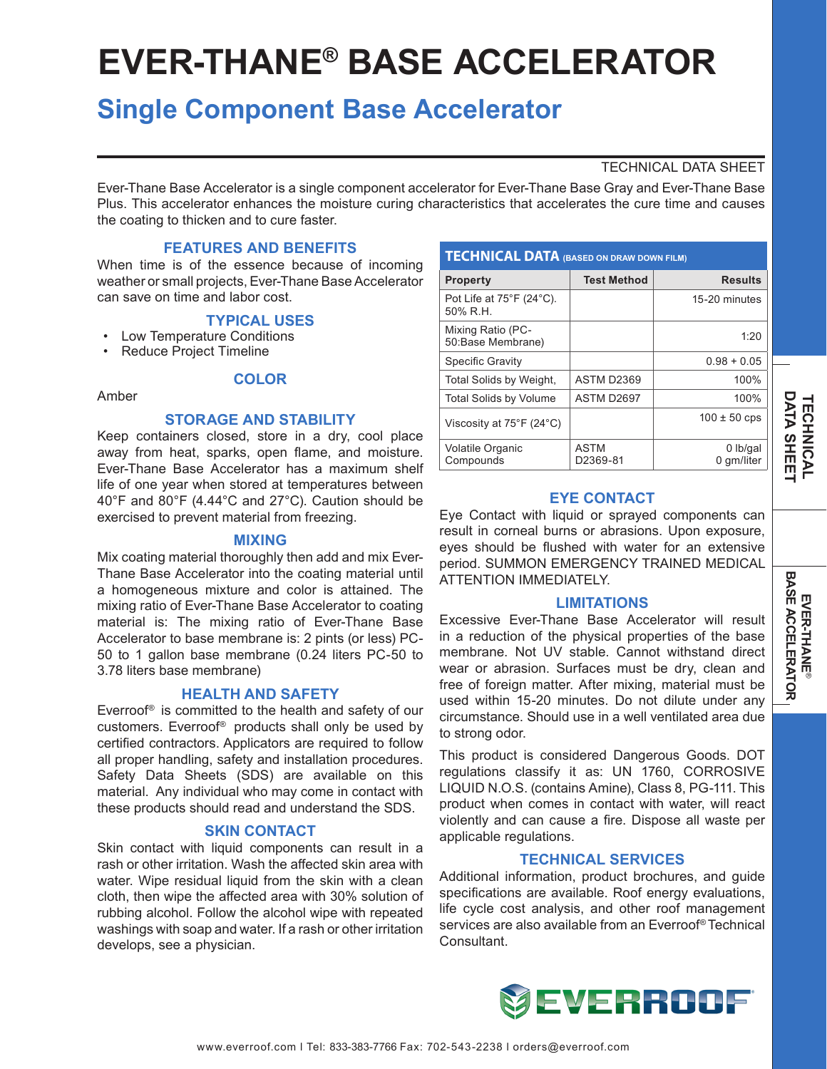# EVER-THANE® BASE ACCELERATOR

## Single Component Base Accelerator

TECHNICAL DATA SHEET

Ever-Thane Base Accelerator is a single component accelerator for Ever-Thane Base Gray and Ever-Thane Base Plus. This accelerator enhances the moisture curing characteristics that accelerates the cure time and causes the coating to thicken and to cure faster.

### FEATURES AND BENEFITS

When time is of the essence because of incoming weather or small projects, Ever-Thane Base Accelerator can save on time and labor cost.

### TYPICAL USES

- Low Temperature Conditions
- Reduce Project Timeline

### COLOR

Amber

### STORAGE AND STABILITY

Keep containers closed, store in a dry, cool place away from heat, sparks, open flame, and moisture. Ever-Thane Base Accelerator has a maximum shelf life of one year when stored at temperatures between 40°F and 80°F (4.44°C and 27°C). Caution should be exercised to prevent material from freezing.

### MIXING

Mix coating material thoroughly then add and mix Ever-Thane Base Accelerator into the coating material until a homogeneous mixture and color is attained. The mixing ratio of Ever-Thane Base Accelerator to coating material is: The mixing ratio of Ever-Thane Base Accelerator to base membrane is: 2 pints (or less) PC-50 to 1 gallon base membrane (0.24 liters PC-50 to 3.78 liters base membrane)

### HEALTH AND SAFETY

Everroof® is committed to the health and safety of our customers. Everroof® products shall only be used by certified contractors. Applicators are required to follow all proper handling, safety and installation procedures. Safety Data Sheets (SDS) are available on this material. Any individual who may come in contact with these products should read and understand the SDS.

### SKIN CONTACT

Skin contact with liquid components can result in a rash or other irritation. Wash the affected skin area with water. Wipe residual liquid from the skin with a clean cloth, then wipe the affected area with 30% solution of rubbing alcohol. Follow the alcohol wipe with repeated washings with soap and water. If a rash or other irritation develops, see a physician.

### TECHNICAL DATA (BASED ON DRAW DOWN FILM)

| Property | Test Method | Results |
|---|---|---|
| Pot Life at 75°F (24°C). 50% R.H. | | 15-20 minutes |
| Mixing Ratio (PC-50:Base Membrane) | | 1:20 |
| Specific Gravity | | 0.98 + 0.05 |
| Total Solids by Weight, | ASTM D2369 | 100% |
| Total Solids by Volume | ASTM D2697 | 100% |
| Viscosity at 75°F (24°C) | | 100 ± 50 cps |
| Volatile Organic Compounds | ASTM D2369-81 | 0 lb/gal<br>0 gm/liter |

### EYE CONTACT

Eye Contact with liquid or sprayed components can result in corneal burns or abrasions. Upon exposure, eyes should be flushed with water for an extensive period. SUMMON EMERGENCY TRAINED MEDICAL ATTENTION IMMEDIATELY.

### LIMITATIONS

Excessive Ever-Thane Base Accelerator will result in a reduction of the physical properties of the base membrane. Not UV stable. Cannot withstand direct wear or abrasion. Surfaces must be dry, clean and free of foreign matter. After mixing, material must be used within 15-20 minutes. Do not dilute under any circumstance. Should use in a well ventilated area due to strong odor.

This product is considered Dangerous Goods. DOT regulations classify it as: UN 1760, CORROSIVE LIQUID N.O.S. (contains Amine), Class 8, PG-111. This product when comes in contact with water, will react violently and can cause a fire. Dispose all waste per applicable regulations.

### TECHNICAL SERVICES

Additional information, product brochures, and guide specifications are available. Roof energy evaluations, life cycle cost analysis, and other roof management services are also available from an Everroof® Technical Consultant.

EVERROOF

www.everroof.com I Tel: 833-383-7766 Fax: 702-543-2238 I orders@everroof.com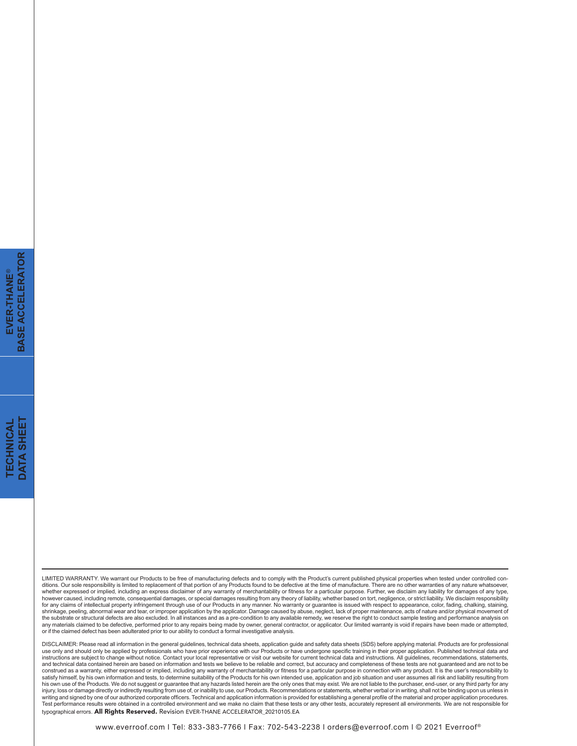LIMITED WARRANTY. We warrant our Products to be free of manufacturing defects and to comply with the Product's current published physical properties when tested under controlled conditions. Our sole responsibility is limited to replacement of that portion of any Products found to be defective at the time of manufacture. There are no other warranties of any nature whatsoever, whether expressed or implied, including an express disclaimer of any warranty of merchantability or fitness for a particular purpose. Further, we disclaim any liability for damages of any type, however caused, including remote, consequential damages, or special damages resulting from any theory of liability, whether based on tort, negligence, or strict liability. We disclaim responsibility for any claims of intellectual property infringement through use of our Products in any manner. No warranty or guarantee is issued with respect to appearance, color, fading, chalking, staining, shrinkage, peeling, abnormal wear and tear, or improper application by the applicator. Damage caused by abuse, neglect, lack of proper maintenance, acts of nature and/or physical movement of the substrate or structural defects are also excluded. In all instances and as a pre-condition to any available remedy, we reserve the right to conduct sample testing and performance analysis on any materials claimed to be defective, performed prior to any repairs being made by owner, general contractor, or applicator. Our limited warranty is void if repairs have been made or attempted, or if the claimed defect has been adulterated prior to our ability to conduct a formal investigative analysis.

DISCLAIMER: Please read all information in the general guidelines, technical data sheets, application guide and safety data sheets (SDS) before applying material. Products are for professional use only and should only be applied by professionals who have prior experience with our Products or have undergone specific training in their proper application. Published technical data and instructions are subject to change without notice. Contact your local representative or visit our website for current technical data and instructions. All guidelines, recommendations, statements, and technical data contained herein are based on information and tests we believe to be reliable and correct, but accuracy and completeness of these tests are not guaranteed and are not to be construed as a warranty, either expressed or implied, including any warranty of merchantability or fitness for a particular purpose in connection with any product. It is the user's responsibility to satisfy himself, by his own information and tests, to determine suitability of the Products for his own intended use, application and job situation and user assumes all risk and liability resulting from his own use of the Products. We do not suggest or guarantee that any hazards listed herein are the only ones that may exist. We are not liable to the purchaser, end-user, or any third party for any injury, loss or damage directly or indirectly resulting from use of, or inability to use, our Products. Recommendations or statements, whether verbal or in writing, shall not be binding upon us unless in writing and signed by one of our authorized corporate officers. Technical and application information is provided for establishing a general profile of the material and proper application procedures. Test performance results were obtained in a controlled environment and we make no claim that these tests or any other tests, accurately represent all environments. We are not responsible for typographical errors. **All Rights Reserved.** Revision EVER-THANE ACCELERATOR_20210105.EA

www.everroof.com I Tel: 833-383-7766 I Fax: 702-543-2238 I orders@everroof.com I © 2021 Everroof®